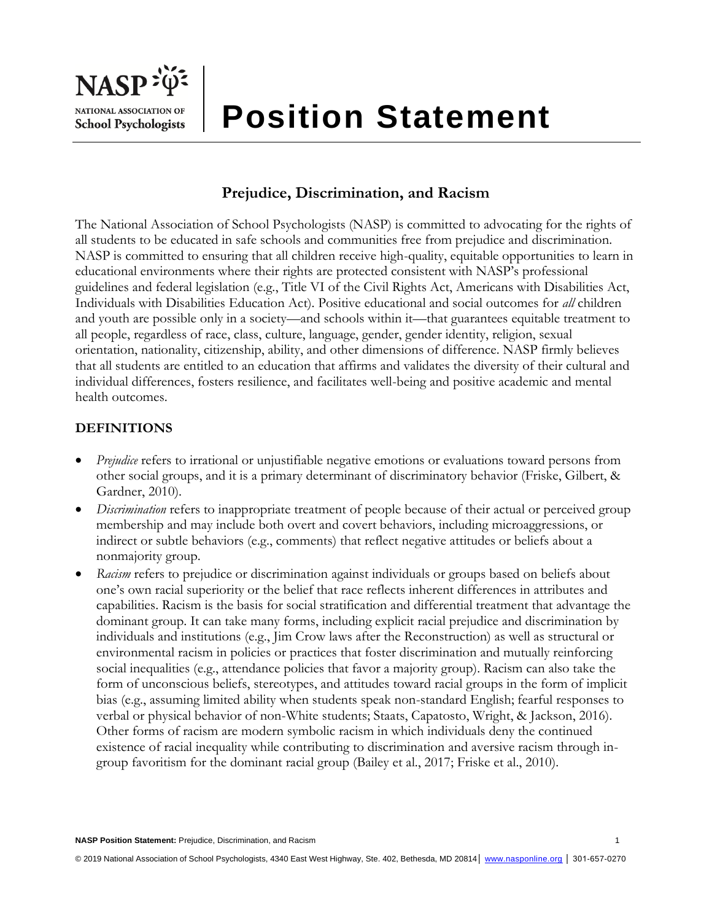# Position Statement

## Prejudice, Discrimination, and Racism

The National Association of School Psychologists (NASP) is committed to advocating for the rights of all students to be educated in safe schools and communities free from prejudice and discrimination. NASP is committed to ensuring that all children receive high-quality, equitable opportunities to learn in educational environments where their rights are protected consistent with NASP's professional guidelines and federal legislation (e.g., Title VI of the Civil Rights Act, Americans with Disabilities Act, Individuals with Disabilities Education Act). Positive educational and social outcomes for *all* children and youth are possible only in a society—and schools within it—that guarantees equitable treatment to all people, regardless of race, class, culture, language, gender, gender identity, religion, sexual orientation, nationality, citizenship, ability, and other dimensions of difference. NASP firmly believes that all students are entitled to an education that affirms and validates the diversity of their cultural and individual differences, fosters resilience, and facilitates well-being and positive academic and mental health outcomes.

### DEFINITIONS

- *Prejudice* refers to irrational or unjustifiable negative emotions or evaluations toward persons from other social groups, and it is a primary determinant of discriminatory behavior (Friske, Gilbert, & Gardner, 2010).
- *Discrimination* refers to inappropriate treatment of people because of their actual or perceived group membership and may include both overt and covert behaviors, including microaggressions, or indirect or subtle behaviors (e.g., comments) that reflect negative attitudes or beliefs about a nonmajority group.
- *Racism* refers to prejudice or discrimination against individuals or groups based on beliefs about one's own racial superiority or the belief that race reflects inherent differences in attributes and capabilities. Racism is the basis for social stratification and differential treatment that advantage the dominant group. It can take many forms, including explicit racial prejudice and discrimination by individuals and institutions (e.g., Jim Crow laws after the Reconstruction) as well as structural or environmental racism in policies or practices that foster discrimination and mutually reinforcing social inequalities (e.g., attendance policies that favor a majority group). Racism can also take the form of unconscious beliefs, stereotypes, and attitudes toward racial groups in the form of implicit bias (e.g., assuming limited ability when students speak non-standard English; fearful responses to verbal or physical behavior of non-White students; Staats, Capatosto, Wright, & Jackson, 2016). Other forms of racism are modern symbolic racism in which individuals deny the continued existence of racial inequality while contributing to discrimination and aversive racism through in-group favoritism for the dominant racial group (Bailey et al., 2017; Friske et al., 2010).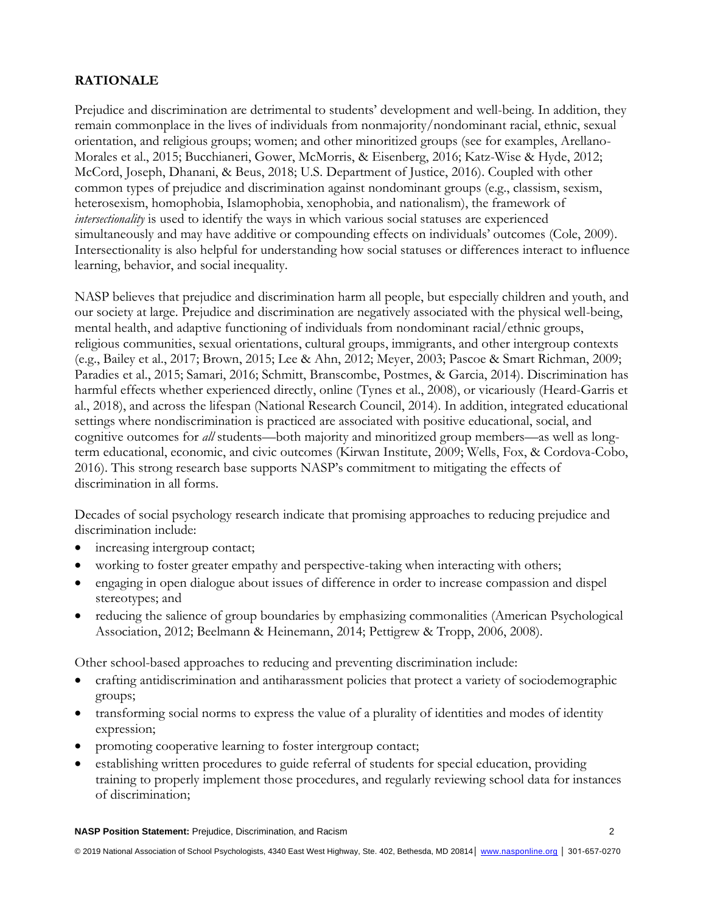## RATIONALE

Prejudice and discrimination are detrimental to students' development and well-being. In addition, they remain commonplace in the lives of individuals from nonmajority/nondominant racial, ethnic, sexual orientation, and religious groups; women; and other minoritized groups (see for examples, Arellano-Morales et al., 2015; Bucchianeri, Gower, McMorris, & Eisenberg, 2016; Katz-Wise & Hyde, 2012; McCord, Joseph, Dhanani, & Beus, 2018; U.S. Department of Justice, 2016). Coupled with other common types of prejudice and discrimination against nondominant groups (e.g., classism, sexism, heterosexism, homophobia, Islamophobia, xenophobia, and nationalism), the framework of *intersectionality* is used to identify the ways in which various social statuses are experienced simultaneously and may have additive or compounding effects on individuals' outcomes (Cole, 2009). Intersectionality is also helpful for understanding how social statuses or differences interact to influence learning, behavior, and social inequality.

NASP believes that prejudice and discrimination harm all people, but especially children and youth, and our society at large. Prejudice and discrimination are negatively associated with the physical well-being, mental health, and adaptive functioning of individuals from nondominant racial/ethnic groups, religious communities, sexual orientations, cultural groups, immigrants, and other intergroup contexts (e.g., Bailey et al., 2017; Brown, 2015; Lee & Ahn, 2012; Meyer, 2003; Pascoe & Smart Richman, 2009; Paradies et al., 2015; Samari, 2016; Schmitt, Branscombe, Postmes, & Garcia, 2014). Discrimination has harmful effects whether experienced directly, online (Tynes et al., 2008), or vicariously (Heard-Garris et al., 2018), and across the lifespan (National Research Council, 2014). In addition, integrated educational settings where nondiscrimination is practiced are associated with positive educational, social, and cognitive outcomes for *all* students—both majority and minoritized group members—as well as long-term educational, economic, and civic outcomes (Kirwan Institute, 2009; Wells, Fox, & Cordova-Cobo, 2016). This strong research base supports NASP's commitment to mitigating the effects of discrimination in all forms.

Decades of social psychology research indicate that promising approaches to reducing prejudice and discrimination include:

- increasing intergroup contact;
- working to foster greater empathy and perspective-taking when interacting with others;
- engaging in open dialogue about issues of difference in order to increase compassion and dispel stereotypes; and
- reducing the salience of group boundaries by emphasizing commonalities (American Psychological Association, 2012; Beelmann & Heinemann, 2014; Pettigrew & Tropp, 2006, 2008).

Other school-based approaches to reducing and preventing discrimination include:

- crafting antidiscrimination and antiharassment policies that protect a variety of sociodemographic groups;
- transforming social norms to express the value of a plurality of identities and modes of identity expression;
- promoting cooperative learning to foster intergroup contact;
- establishing written procedures to guide referral of students for special education, providing training to properly implement those procedures, and regularly reviewing school data for instances of discrimination;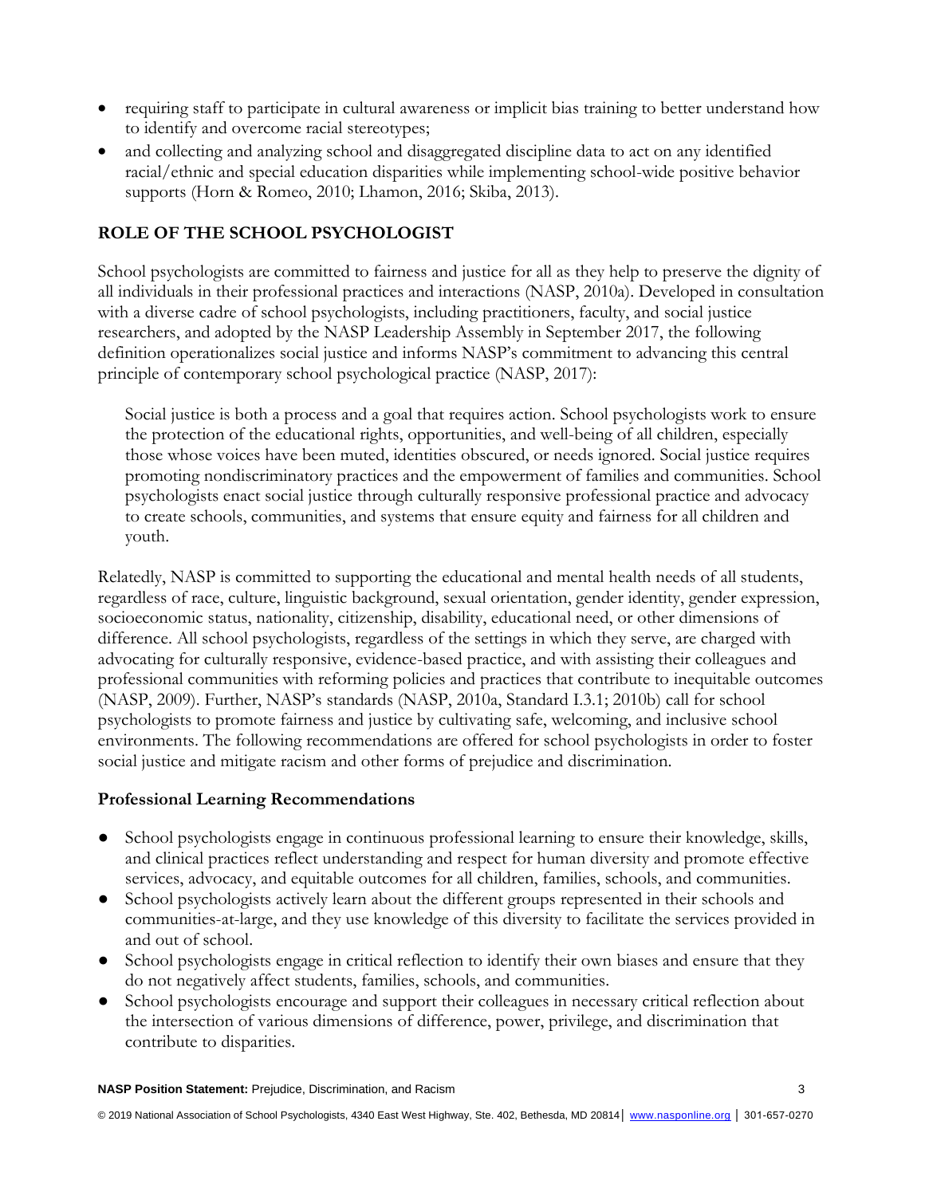- requiring staff to participate in cultural awareness or implicit bias training to better understand how to identify and overcome racial stereotypes;
- and collecting and analyzing school and disaggregated discipline data to act on any identified racial/ethnic and special education disparities while implementing school-wide positive behavior supports (Horn & Romeo, 2010; Lhamon, 2016; Skiba, 2013).

## ROLE OF THE SCHOOL PSYCHOLOGIST

School psychologists are committed to fairness and justice for all as they help to preserve the dignity of all individuals in their professional practices and interactions (NASP, 2010a). Developed in consultation with a diverse cadre of school psychologists, including practitioners, faculty, and social justice researchers, and adopted by the NASP Leadership Assembly in September 2017, the following definition operationalizes social justice and informs NASP's commitment to advancing this central principle of contemporary school psychological practice (NASP, 2017):

> Social justice is both a process and a goal that requires action. School psychologists work to ensure the protection of the educational rights, opportunities, and well-being of all children, especially those whose voices have been muted, identities obscured, or needs ignored. Social justice requires promoting nondiscriminatory practices and the empowerment of families and communities. School psychologists enact social justice through culturally responsive professional practice and advocacy to create schools, communities, and systems that ensure equity and fairness for all children and youth.

Relatedly, NASP is committed to supporting the educational and mental health needs of all students, regardless of race, culture, linguistic background, sexual orientation, gender identity, gender expression, socioeconomic status, nationality, citizenship, disability, educational need, or other dimensions of difference. All school psychologists, regardless of the settings in which they serve, are charged with advocating for culturally responsive, evidence-based practice, and with assisting their colleagues and professional communities with reforming policies and practices that contribute to inequitable outcomes (NASP, 2009). Further, NASP's standards (NASP, 2010a, Standard I.3.1; 2010b) call for school psychologists to promote fairness and justice by cultivating safe, welcoming, and inclusive school environments. The following recommendations are offered for school psychologists in order to foster social justice and mitigate racism and other forms of prejudice and discrimination.

### Professional Learning Recommendations

- School psychologists engage in continuous professional learning to ensure their knowledge, skills, and clinical practices reflect understanding and respect for human diversity and promote effective services, advocacy, and equitable outcomes for all children, families, schools, and communities.
- School psychologists actively learn about the different groups represented in their schools and communities-at-large, and they use knowledge of this diversity to facilitate the services provided in and out of school.
- School psychologists engage in critical reflection to identify their own biases and ensure that they do not negatively affect students, families, schools, and communities.
- School psychologists encourage and support their colleagues in necessary critical reflection about the intersection of various dimensions of difference, power, privilege, and discrimination that contribute to disparities.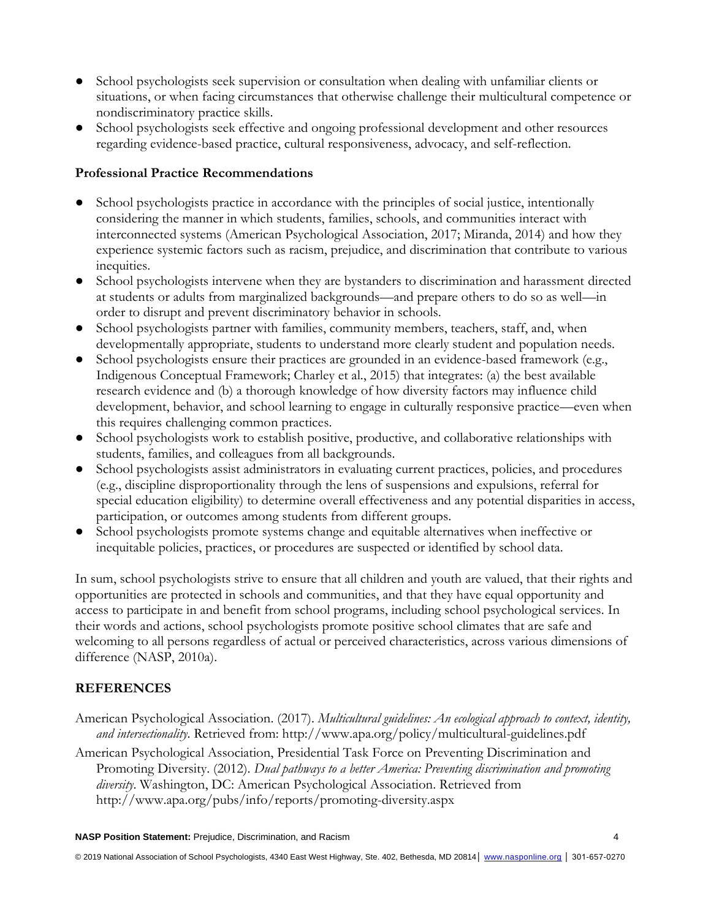- School psychologists seek supervision or consultation when dealing with unfamiliar clients or situations, or when facing circumstances that otherwise challenge their multicultural competence or nondiscriminatory practice skills.
- School psychologists seek effective and ongoing professional development and other resources regarding evidence-based practice, cultural responsiveness, advocacy, and self-reflection.

**Professional Practice Recommendations**

- School psychologists practice in accordance with the principles of social justice, intentionally considering the manner in which students, families, schools, and communities interact with interconnected systems (American Psychological Association, 2017; Miranda, 2014) and how they experience systemic factors such as racism, prejudice, and discrimination that contribute to various inequities.
- School psychologists intervene when they are bystanders to discrimination and harassment directed at students or adults from marginalized backgrounds—and prepare others to do so as well—in order to disrupt and prevent discriminatory behavior in schools.
- School psychologists partner with families, community members, teachers, staff, and, when developmentally appropriate, students to understand more clearly student and population needs.
- School psychologists ensure their practices are grounded in an evidence-based framework (e.g., Indigenous Conceptual Framework; Charley et al., 2015) that integrates: (a) the best available research evidence and (b) a thorough knowledge of how diversity factors may influence child development, behavior, and school learning to engage in culturally responsive practice—even when this requires challenging common practices.
- School psychologists work to establish positive, productive, and collaborative relationships with students, families, and colleagues from all backgrounds.
- School psychologists assist administrators in evaluating current practices, policies, and procedures (e.g., discipline disproportionality through the lens of suspensions and expulsions, referral for special education eligibility) to determine overall effectiveness and any potential disparities in access, participation, or outcomes among students from different groups.
- School psychologists promote systems change and equitable alternatives when ineffective or inequitable policies, practices, or procedures are suspected or identified by school data.

In sum, school psychologists strive to ensure that all children and youth are valued, that their rights and opportunities are protected in schools and communities, and that they have equal opportunity and access to participate in and benefit from school programs, including school psychological services. In their words and actions, school psychologists promote positive school climates that are safe and welcoming to all persons regardless of actual or perceived characteristics, across various dimensions of difference (NASP, 2010a).

## REFERENCES

American Psychological Association. (2017). *Multicultural guidelines: An ecological approach to context, identity, and intersectionality.* Retrieved from: http://www.apa.org/policy/multicultural-guidelines.pdf

American Psychological Association, Presidential Task Force on Preventing Discrimination and Promoting Diversity. (2012). *Dual pathways to a better America: Preventing discrimination and promoting diversity*. Washington, DC: American Psychological Association. Retrieved from http://www.apa.org/pubs/info/reports/promoting-diversity.aspx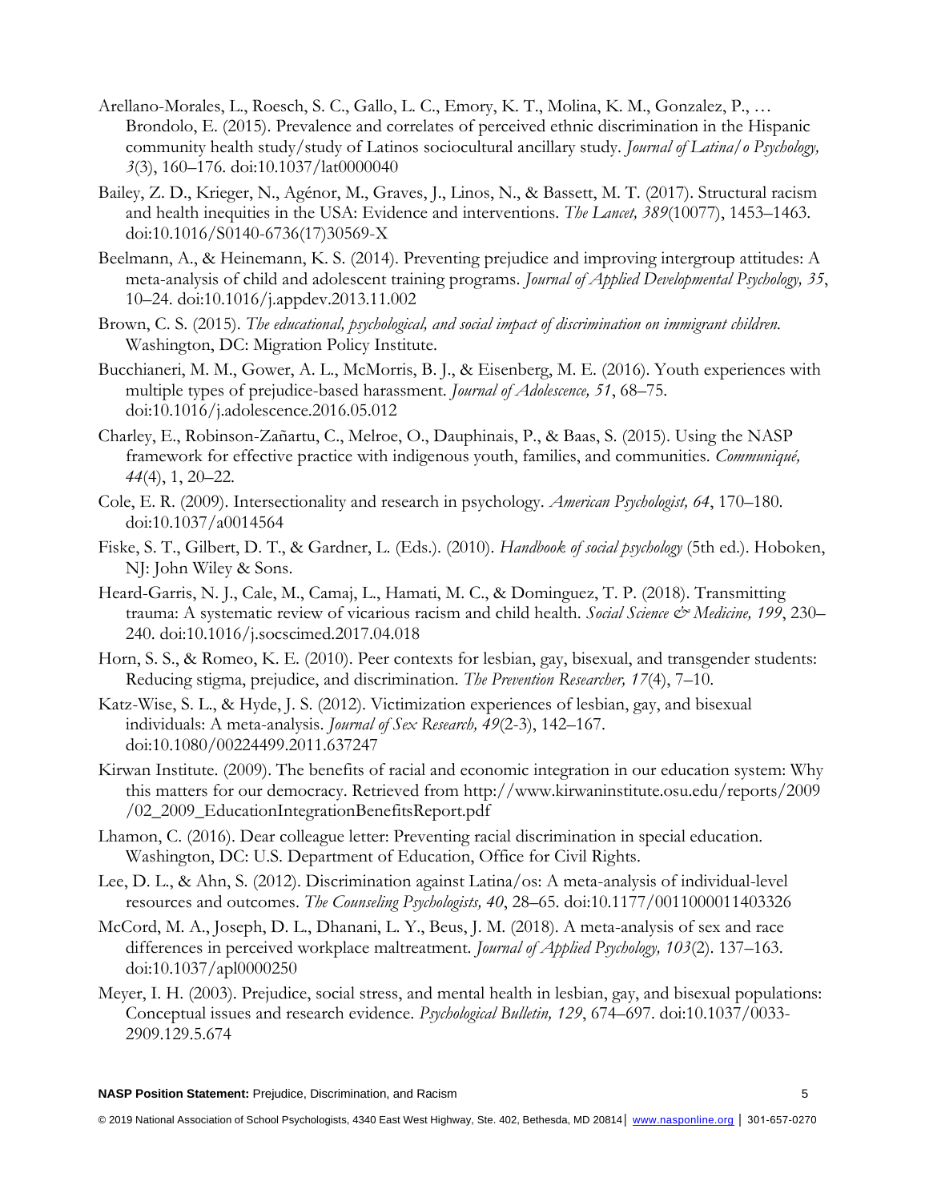Arellano-Morales, L., Roesch, S. C., Gallo, L. C., Emory, K. T., Molina, K. M., Gonzalez, P., … Brondolo, E. (2015). Prevalence and correlates of perceived ethnic discrimination in the Hispanic community health study/study of Latinos sociocultural ancillary study. *Journal of Latina/o Psychology, 3*(3), 160–176. doi:10.1037/lat0000040

Bailey, Z. D., Krieger, N., Agénor, M., Graves, J., Linos, N., & Bassett, M. T. (2017). Structural racism and health inequities in the USA: Evidence and interventions. *The Lancet, 389*(10077), 1453–1463. doi:10.1016/S0140-6736(17)30569-X

Beelmann, A., & Heinemann, K. S. (2014). Preventing prejudice and improving intergroup attitudes: A meta-analysis of child and adolescent training programs. *Journal of Applied Developmental Psychology, 35*, 10–24. doi:10.1016/j.appdev.2013.11.002

Brown, C. S. (2015). *The educational, psychological, and social impact of discrimination on immigrant children.* Washington, DC: Migration Policy Institute.

Bucchianeri, M. M., Gower, A. L., McMorris, B. J., & Eisenberg, M. E. (2016). Youth experiences with multiple types of prejudice-based harassment. *Journal of Adolescence, 51*, 68–75. doi:10.1016/j.adolescence.2016.05.012

Charley, E., Robinson-Zañartu, C., Melroe, O., Dauphinais, P., & Baas, S. (2015). Using the NASP framework for effective practice with indigenous youth, families, and communities. *Communiqué, 44*(4), 1, 20–22.

Cole, E. R. (2009). Intersectionality and research in psychology. *American Psychologist, 64*, 170–180. doi:10.1037/a0014564

Fiske, S. T., Gilbert, D. T., & Gardner, L. (Eds.). (2010). *Handbook of social psychology* (5th ed.). Hoboken, NJ: John Wiley & Sons.

Heard-Garris, N. J., Cale, M., Camaj, L., Hamati, M. C., & Dominguez, T. P. (2018). Transmitting trauma: A systematic review of vicarious racism and child health. *Social Science & Medicine, 199*, 230–240. doi:10.1016/j.socscimed.2017.04.018

Horn, S. S., & Romeo, K. E. (2010). Peer contexts for lesbian, gay, bisexual, and transgender students: Reducing stigma, prejudice, and discrimination. *The Prevention Researcher, 17*(4), 7–10.

Katz-Wise, S. L., & Hyde, J. S. (2012). Victimization experiences of lesbian, gay, and bisexual individuals: A meta-analysis. *Journal of Sex Research, 49*(2-3), 142–167. doi:10.1080/00224499.2011.637247

Kirwan Institute. (2009). The benefits of racial and economic integration in our education system: Why this matters for our democracy. Retrieved from http://www.kirwaninstitute.osu.edu/reports/2009/02_2009_EducationIntegrationBenefitsReport.pdf

Lhamon, C. (2016). Dear colleague letter: Preventing racial discrimination in special education. Washington, DC: U.S. Department of Education, Office for Civil Rights.

Lee, D. L., & Ahn, S. (2012). Discrimination against Latina/os: A meta-analysis of individual-level resources and outcomes. *The Counseling Psychologists, 40*, 28–65. doi:10.1177/0011000011403326

McCord, M. A., Joseph, D. L., Dhanani, L. Y., Beus, J. M. (2018). A meta-analysis of sex and race differences in perceived workplace maltreatment. *Journal of Applied Psychology, 103*(2). 137–163. doi:10.1037/apl0000250

Meyer, I. H. (2003). Prejudice, social stress, and mental health in lesbian, gay, and bisexual populations: Conceptual issues and research evidence. *Psychological Bulletin, 129*, 674–697. doi:10.1037/0033-2909.129.5.674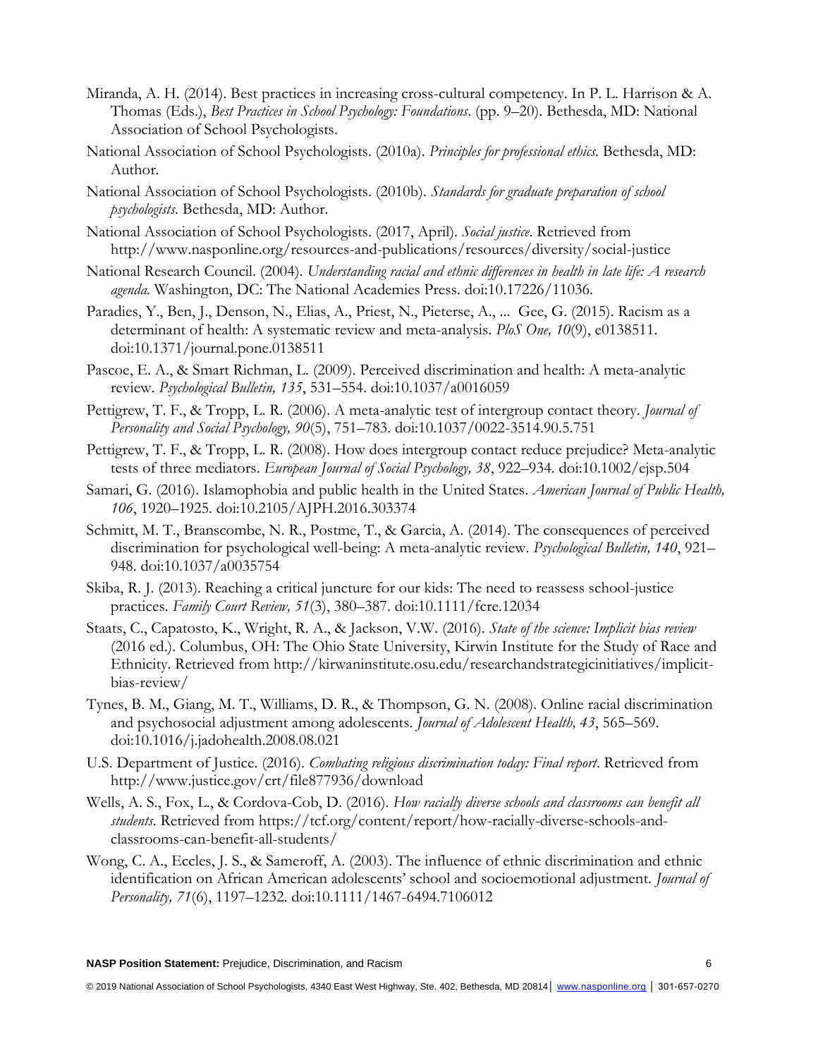Miranda, A. H. (2014). Best practices in increasing cross-cultural competency. In P. L. Harrison & A. Thomas (Eds.), *Best Practices in School Psychology: Foundations*. (pp. 9–20). Bethesda, MD: National Association of School Psychologists.

National Association of School Psychologists. (2010a). *Principles for professional ethics*. Bethesda, MD: Author.

National Association of School Psychologists. (2010b). *Standards for graduate preparation of school psychologists*. Bethesda, MD: Author.

National Association of School Psychologists. (2017, April). *Social justice*. Retrieved from http://www.nasponline.org/resources-and-publications/resources/diversity/social-justice

National Research Council. (2004). *Understanding racial and ethnic differences in health in late life: A research agenda*. Washington, DC: The National Academies Press. doi:10.17226/11036.

Paradies, Y., Ben, J., Denson, N., Elias, A., Priest, N., Pieterse, A., ... Gee, G. (2015). Racism as a determinant of health: A systematic review and meta-analysis. *PloS One, 10*(9), e0138511. doi:10.1371/journal.pone.0138511

Pascoe, E. A., & Smart Richman, L. (2009). Perceived discrimination and health: A meta-analytic review. *Psychological Bulletin, 135*, 531–554. doi:10.1037/a0016059

Pettigrew, T. F., & Tropp, L. R. (2006). A meta-analytic test of intergroup contact theory. *Journal of Personality and Social Psychology, 90*(5), 751–783. doi:10.1037/0022-3514.90.5.751

Pettigrew, T. F., & Tropp, L. R. (2008). How does intergroup contact reduce prejudice? Meta-analytic tests of three mediators. *European Journal of Social Psychology, 38*, 922–934. doi:10.1002/ejsp.504

Samari, G. (2016). Islamophobia and public health in the United States. *American Journal of Public Health, 106*, 1920–1925. doi:10.2105/AJPH.2016.303374

Schmitt, M. T., Branscombe, N. R., Postme, T., & Garcia, A. (2014). The consequences of perceived discrimination for psychological well-being: A meta-analytic review. *Psychological Bulletin, 140*, 921–948. doi:10.1037/a0035754

Skiba, R. J. (2013). Reaching a critical juncture for our kids: The need to reassess school-justice practices. *Family Court Review, 51*(3), 380–387. doi:10.1111/fcre.12034

Staats, C., Capatosto, K., Wright, R. A., & Jackson, V.W. (2016). *State of the science: Implicit bias review* (2016 ed.). Columbus, OH: The Ohio State University, Kirwin Institute for the Study of Race and Ethnicity. Retrieved from http://kirwaninstitute.osu.edu/researchandstrategicinitiatives/implicit-bias-review/

Tynes, B. M., Giang, M. T., Williams, D. R., & Thompson, G. N. (2008). Online racial discrimination and psychosocial adjustment among adolescents. *Journal of Adolescent Health, 43*, 565–569. doi:10.1016/j.jadohealth.2008.08.021

U.S. Department of Justice. (2016). *Combating religious discrimination today: Final report*. Retrieved from http://www.justice.gov/crt/file877936/download

Wells, A. S., Fox, L., & Cordova-Cob, D. (2016). *How racially diverse schools and classrooms can benefit all students*. Retrieved from https://tcf.org/content/report/how-racially-diverse-schools-and-classrooms-can-benefit-all-students/

Wong, C. A., Eccles, J. S., & Sameroff, A. (2003). The influence of ethnic discrimination and ethnic identification on African American adolescents' school and socioemotional adjustment. *Journal of Personality, 71*(6), 1197–1232. doi:10.1111/1467-6494.7106012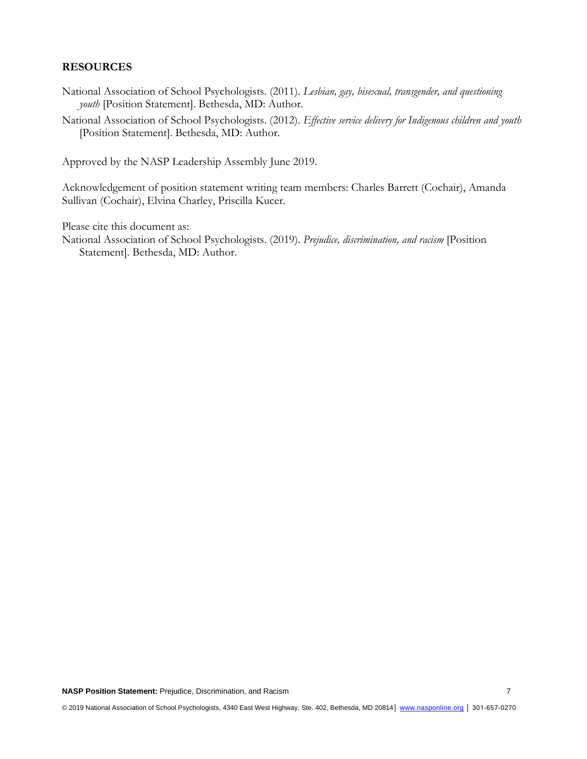## RESOURCES

National Association of School Psychologists. (2011). *Lesbian, gay, bisexual, transgender, and questioning youth* [Position Statement]. Bethesda, MD: Author.

National Association of School Psychologists. (2012). *Effective service delivery for Indigenous children and youth* [Position Statement]. Bethesda, MD: Author.

Approved by the NASP Leadership Assembly June 2019.

Acknowledgement of position statement writing team members: Charles Barrett (Cochair), Amanda Sullivan (Cochair), Elvina Charley, Priscilla Kucer.

Please cite this document as:

National Association of School Psychologists. (2019). *Prejudice, discrimination, and racism* [Position Statement]. Bethesda, MD: Author.